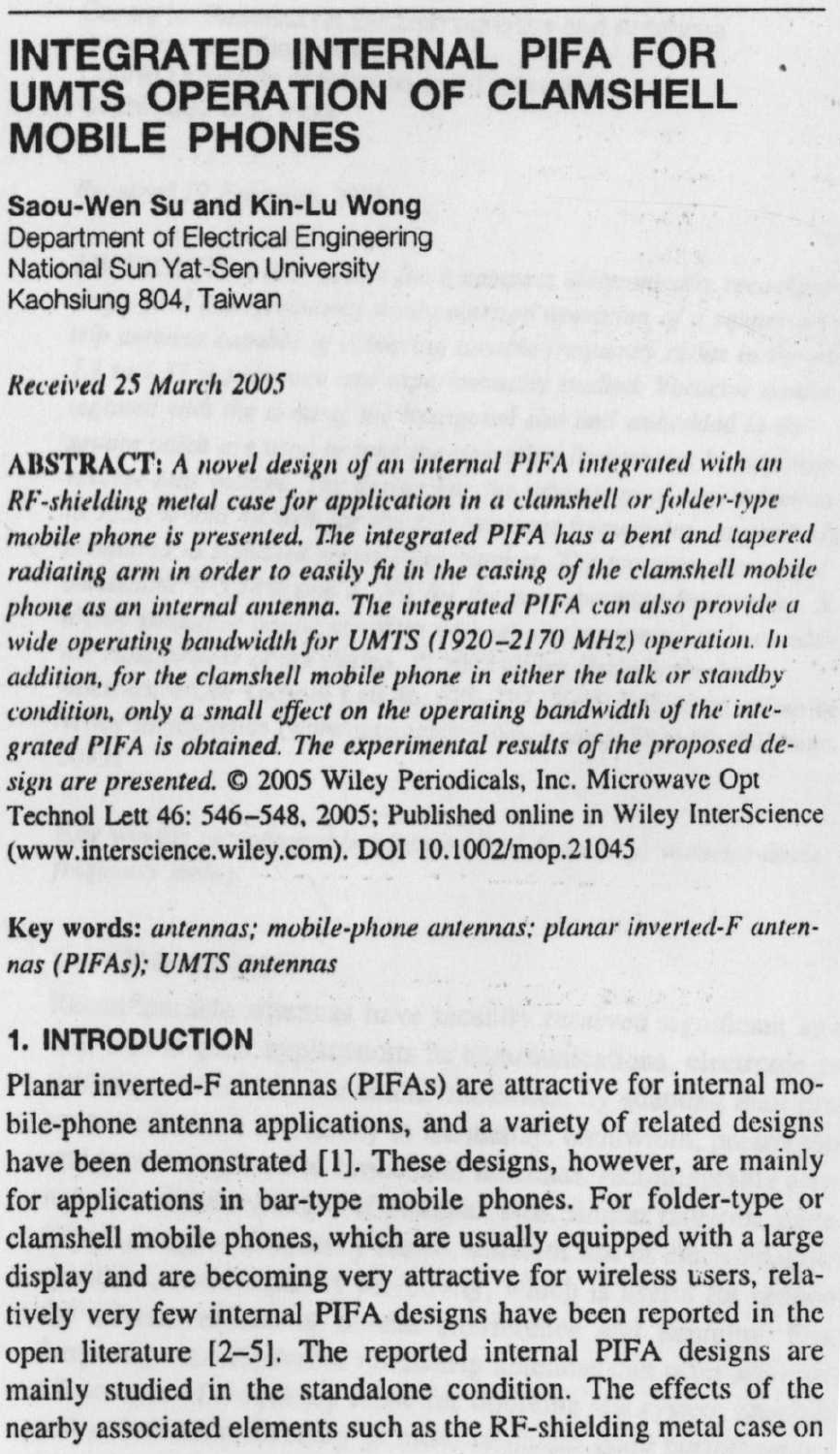# INTEGRATED INTERNAL PIFA FOR UMTS OPERATION OF CLAMSHELL MOBILE PHONES

**Saou-Wen Su and Kin-Lu Wong**
Department of Electrical Engineering
National Sun Yat-Sen University
Kaohsiung 804, Taiwan

*Received 25 March 2005*

**ABSTRACT:** *A novel design of an internal PIFA integrated with an RF-shielding metal case for application in a clamshell or folder-type mobile phone is presented. The integrated PIFA has a bent and tapered radiating arm in order to easily fit in the casing of the clamshell mobile phone as an internal antenna. The integrated PIFA can also provide a wide operating bandwidth for UMTS (1920–2170 MHz) operation. In addition, for the clamshell mobile phone in either the talk or standby condition, only a small effect on the operating bandwidth of the integrated PIFA is obtained. The experimental results of the proposed design are presented.* © 2005 Wiley Periodicals, Inc. Microwave Opt Technol Lett 46: 546–548, 2005; Published online in Wiley InterScience (www.interscience.wiley.com). DOI 10.1002/mop.21045

**Key words:** *antennas; mobile-phone antennas; planar inverted-F antennas (PIFAs); UMTS antennas*

## 1. INTRODUCTION

Planar inverted-F antennas (PIFAs) are attractive for internal mobile-phone antenna applications, and a variety of related designs have been demonstrated [1]. These designs, however, are mainly for applications in bar-type mobile phones. For folder-type or clamshell mobile phones, which are usually equipped with a large display and are becoming very attractive for wireless users, relatively very few internal PIFA designs have been reported in the open literature [2–5]. The reported internal PIFA designs are mainly studied in the standalone condition. The effects of the nearby associated elements such as the RF-shielding metal case on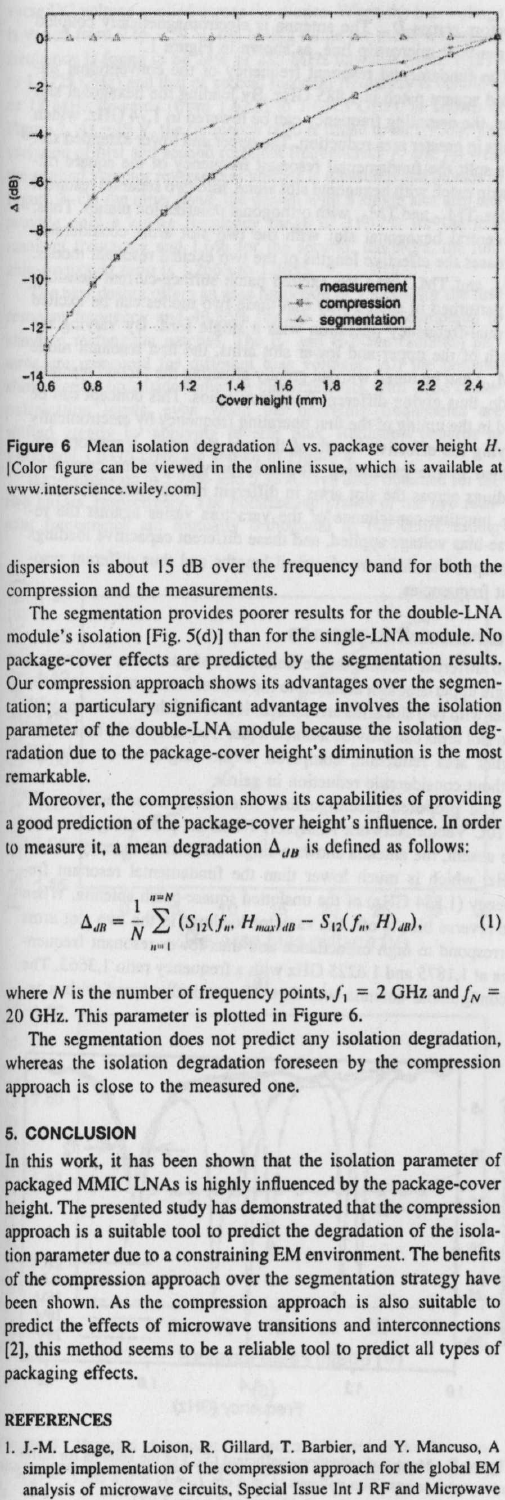**Figure 6** Mean isolation degradation Δ vs. package cover height *H*. [Color figure can be viewed in the online issue, which is available at www.interscience.wiley.com]

dispersion is about 15 dB over the frequency band for both the compression and the measurements.

The segmentation provides poorer results for the double-LNA module's isolation [Fig. 5(d)] than for the single-LNA module. No package-cover effects are predicted by the segmentation results. Our compression approach shows its advantages over the segmentation; a particulary significant advantage involves the isolation parameter of the double-LNA module because the isolation degradation due to the package-cover height's diminution is the most remarkable.

Moreover, the compression shows its capabilities of providing a good prediction of the package-cover height's influence. In order to measure it, a mean degradation $\Delta_{dB}$ is defined as follows:

$$\Delta_{dB} = \frac{1}{N} \sum_{n=1}^{n=N} \left( S_{12}(f_n, H_{max})_{dB} - S_{12}(f_n, H)_{dB} \right), \quad (1)$$

where $N$ is the number of frequency points, $f_1$ = 2 GHz and $f_N$ = 20 GHz. This parameter is plotted in Figure 6.

The segmentation does not predict any isolation degradation, whereas the isolation degradation foreseen by the compression approach is close to the measured one.

## 5. CONCLUSION

In this work, it has been shown that the isolation parameter of packaged MMIC LNAs is highly influenced by the package-cover height. The presented study has demonstrated that the compression approach is a suitable tool to predict the degradation of the isolation parameter due to a constraining EM environment. The benefits of the compression approach over the segmentation strategy have been shown. As the compression approach is also suitable to predict the effects of microwave transitions and interconnections [2], this method seems to be a reliable tool to predict all types of packaging effects.

## REFERENCES

1. J.-M. Lesage, R. Loison, R. Gillard, T. Barbier, and Y. Mancuso, A simple implementation of the compression approach for the global EM analysis of microwave circuits, Special Issue Int J RF and Micrpwave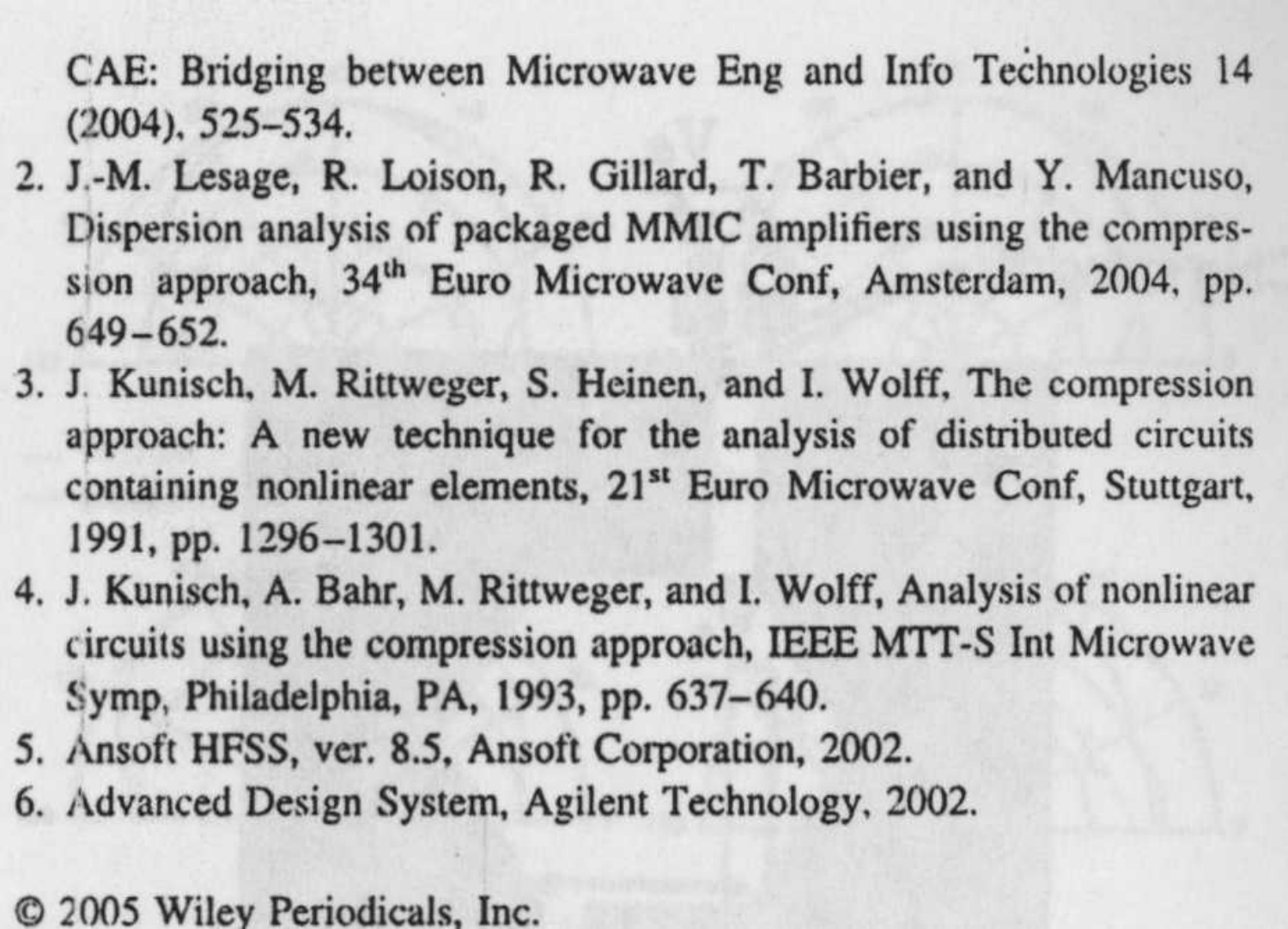CAE: Bridging between Microwave Eng and Info Technologies 14 (2004), 525–534.

2. J.-M. Lesage, R. Loison, R. Gillard, T. Barbier, and Y. Mancuso, Dispersion analysis of packaged MMIC amplifiers using the compression approach, 34th Euro Microwave Conf, Amsterdam, 2004, pp. 649–652.
3. J. Kunisch, M. Rittweger, S. Heinen, and I. Wolff, The compression approach: A new technique for the analysis of distributed circuits containing nonlinear elements, 21st Euro Microwave Conf, Stuttgart, 1991, pp. 1296–1301.
4. J. Kunisch, A. Bahr, M. Rittweger, and I. Wolff, Analysis of nonlinear circuits using the compression approach, IEEE MTT-S Int Microwave Symp, Philadelphia, PA, 1993, pp. 637–640.
5. Ansoft HFSS, ver. 8.5, Ansoft Corporation, 2002.
6. Advanced Design System, Agilent Technology, 2002.

© 2005 Wiley Periodicals, Inc.